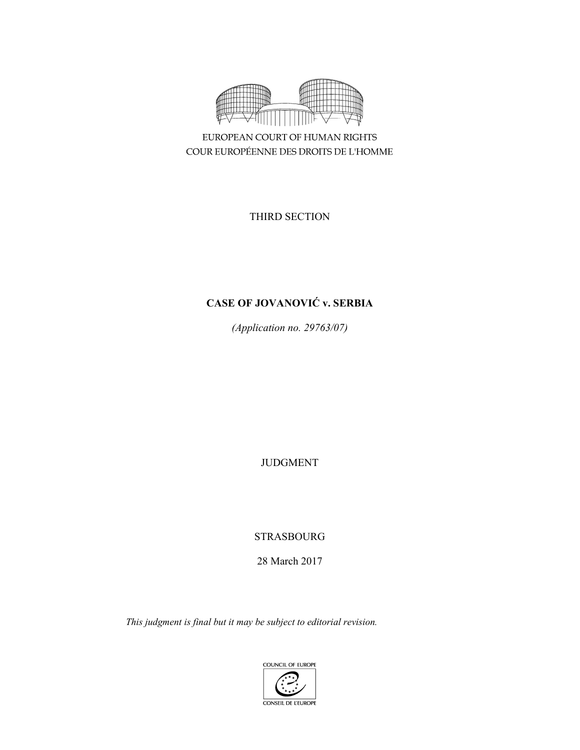EUROPEAN COURT OF HUMAN RIGHTS
COUR EUROPÉENNE DES DROITS DE L'HOMME

THIRD SECTION

**CASE OF JOVANOVIĆ v. SERBIA**

*(Application no. 29763/07)*

JUDGMENT

STRASBOURG

28 March 2017

*This judgment is final but it may be subject to editorial revision.*

COUNCIL OF EUROPE
CONSEIL DE L'EUROPE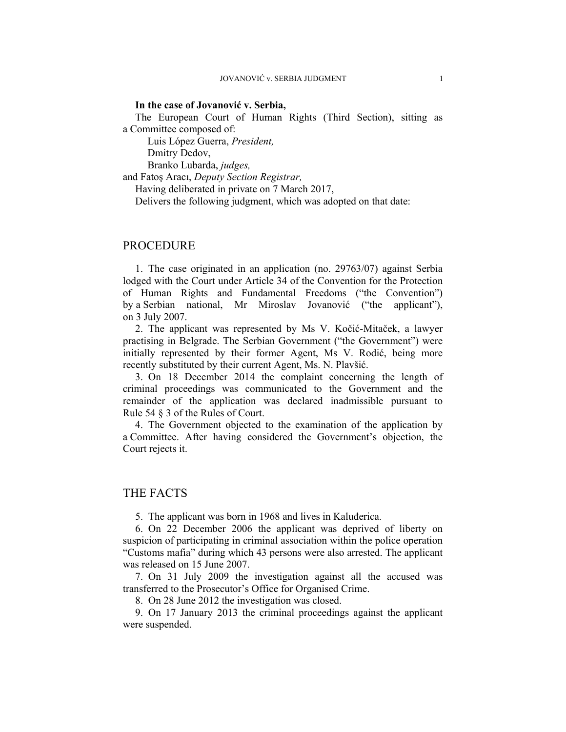**In the case of Jovanović v. Serbia,**

The European Court of Human Rights (Third Section), sitting as a Committee composed of:

Luis López Guerra, *President,*
Dmitry Dedov,
Branko Lubarda, *judges,*
and Fatoş Aracı, *Deputy Section Registrar,*

Having deliberated in private on 7 March 2017,

Delivers the following judgment, which was adopted on that date:

## PROCEDURE

1. The case originated in an application (no. 29763/07) against Serbia lodged with the Court under Article 34 of the Convention for the Protection of Human Rights and Fundamental Freedoms ("the Convention") by a Serbian national, Mr Miroslav Jovanović ("the applicant"), on 3 July 2007.

2. The applicant was represented by Ms V. Kočić-Mitaček, a lawyer practising in Belgrade. The Serbian Government ("the Government") were initially represented by their former Agent, Ms V. Rodić, being more recently substituted by their current Agent, Ms. N. Plavšić.

3. On 18 December 2014 the complaint concerning the length of criminal proceedings was communicated to the Government and the remainder of the application was declared inadmissible pursuant to Rule 54 § 3 of the Rules of Court.

4. The Government objected to the examination of the application by a Committee. After having considered the Government's objection, the Court rejects it.

## THE FACTS

5. The applicant was born in 1968 and lives in Kaluđerica.

6. On 22 December 2006 the applicant was deprived of liberty on suspicion of participating in criminal association within the police operation "Customs mafia" during which 43 persons were also arrested. The applicant was released on 15 June 2007.

7. On 31 July 2009 the investigation against all the accused was transferred to the Prosecutor's Office for Organised Crime.

8. On 28 June 2012 the investigation was closed.

9. On 17 January 2013 the criminal proceedings against the applicant were suspended.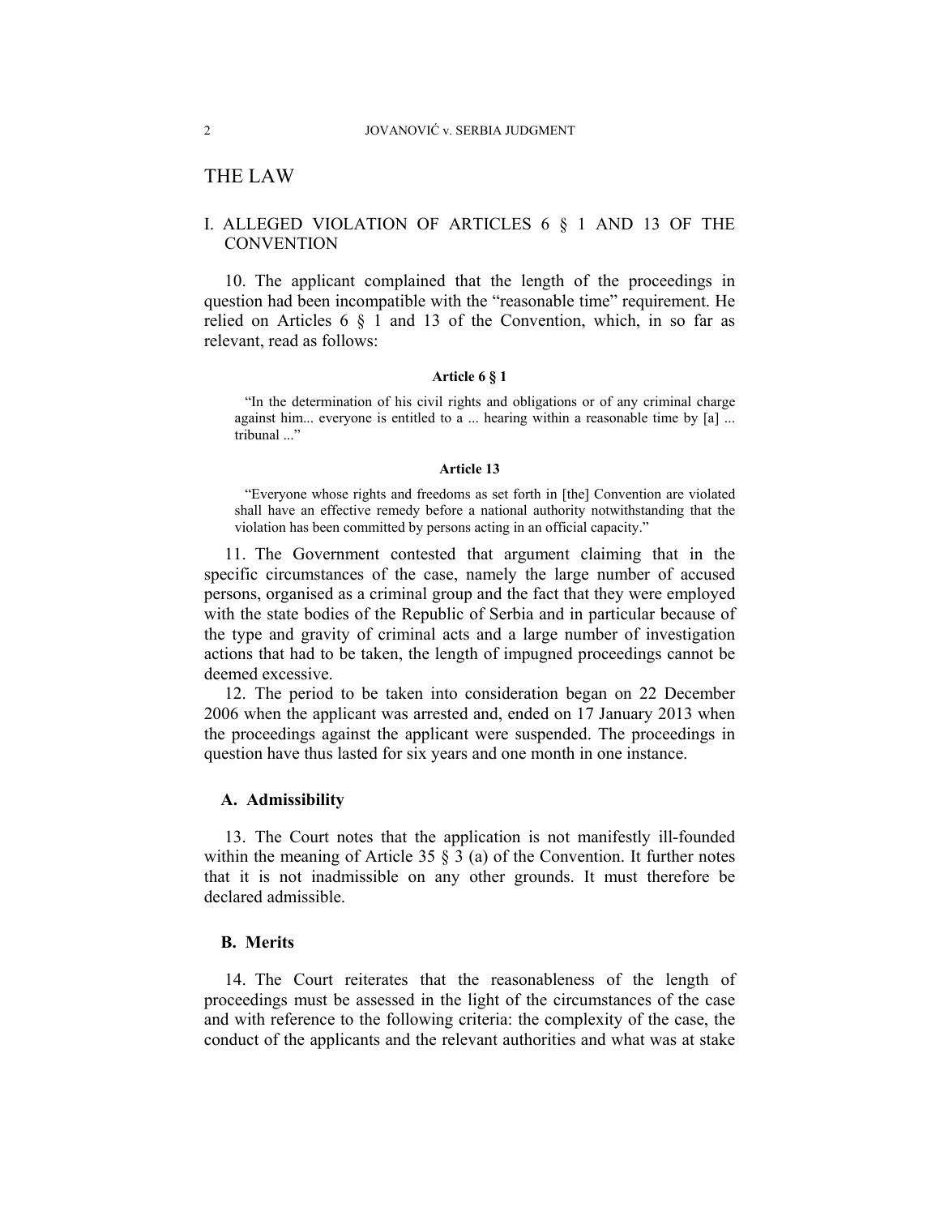# THE LAW

## I. ALLEGED VIOLATION OF ARTICLES 6 § 1 AND 13 OF THE CONVENTION

10. The applicant complained that the length of the proceedings in question had been incompatible with the "reasonable time" requirement. He relied on Articles 6 § 1 and 13 of the Convention, which, in so far as relevant, read as follows:

**Article 6 § 1**

> "In the determination of his civil rights and obligations or of any criminal charge against him... everyone is entitled to a ... hearing within a reasonable time by [a] ... tribunal ..."

**Article 13**

> "Everyone whose rights and freedoms as set forth in [the] Convention are violated shall have an effective remedy before a national authority notwithstanding that the violation has been committed by persons acting in an official capacity."

11. The Government contested that argument claiming that in the specific circumstances of the case, namely the large number of accused persons, organised as a criminal group and the fact that they were employed with the state bodies of the Republic of Serbia and in particular because of the type and gravity of criminal acts and a large number of investigation actions that had to be taken, the length of impugned proceedings cannot be deemed excessive.

12. The period to be taken into consideration began on 22 December 2006 when the applicant was arrested and, ended on 17 January 2013 when the proceedings against the applicant were suspended. The proceedings in question have thus lasted for six years and one month in one instance.

### A. Admissibility

13. The Court notes that the application is not manifestly ill-founded within the meaning of Article 35 § 3 (a) of the Convention. It further notes that it is not inadmissible on any other grounds. It must therefore be declared admissible.

### B. Merits

14. The Court reiterates that the reasonableness of the length of proceedings must be assessed in the light of the circumstances of the case and with reference to the following criteria: the complexity of the case, the conduct of the applicants and the relevant authorities and what was at stake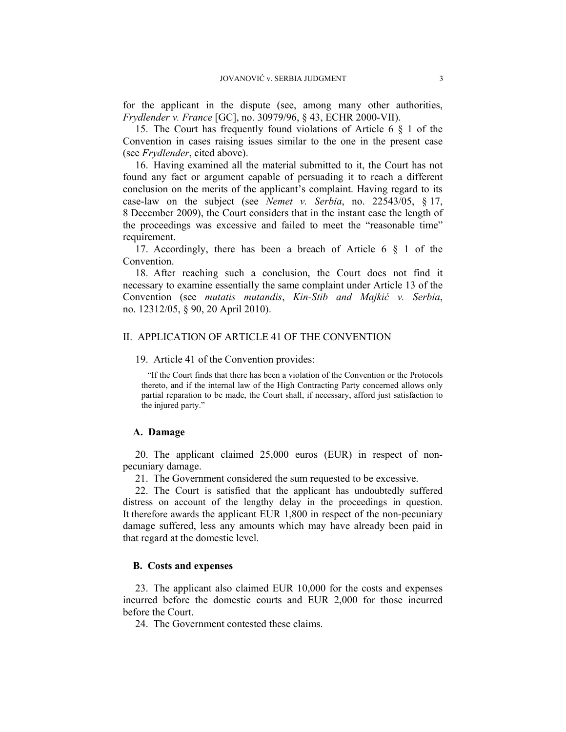for the applicant in the dispute (see, among many other authorities, *Frydlender v. France* [GC], no. 30979/96, § 43, ECHR 2000-VII).

15. The Court has frequently found violations of Article 6 § 1 of the Convention in cases raising issues similar to the one in the present case (see *Frydlender*, cited above).

16. Having examined all the material submitted to it, the Court has not found any fact or argument capable of persuading it to reach a different conclusion on the merits of the applicant's complaint. Having regard to its case-law on the subject (see *Nemet v. Serbia*, no. 22543/05, § 17, 8 December 2009), the Court considers that in the instant case the length of the proceedings was excessive and failed to meet the "reasonable time" requirement.

17. Accordingly, there has been a breach of Article 6 § 1 of the Convention.

18. After reaching such a conclusion, the Court does not find it necessary to examine essentially the same complaint under Article 13 of the Convention (see *mutatis mutandis*, *Kin-Stib and Majkić v. Serbia*, no. 12312/05, § 90, 20 April 2010).

## II. APPLICATION OF ARTICLE 41 OF THE CONVENTION

19. Article 41 of the Convention provides:

> "If the Court finds that there has been a violation of the Convention or the Protocols thereto, and if the internal law of the High Contracting Party concerned allows only partial reparation to be made, the Court shall, if necessary, afford just satisfaction to the injured party."

### A. Damage

20. The applicant claimed 25,000 euros (EUR) in respect of non-pecuniary damage.

21. The Government considered the sum requested to be excessive.

22. The Court is satisfied that the applicant has undoubtedly suffered distress on account of the lengthy delay in the proceedings in question. It therefore awards the applicant EUR 1,800 in respect of the non-pecuniary damage suffered, less any amounts which may have already been paid in that regard at the domestic level.

### B. Costs and expenses

23. The applicant also claimed EUR 10,000 for the costs and expenses incurred before the domestic courts and EUR 2,000 for those incurred before the Court.

24. The Government contested these claims.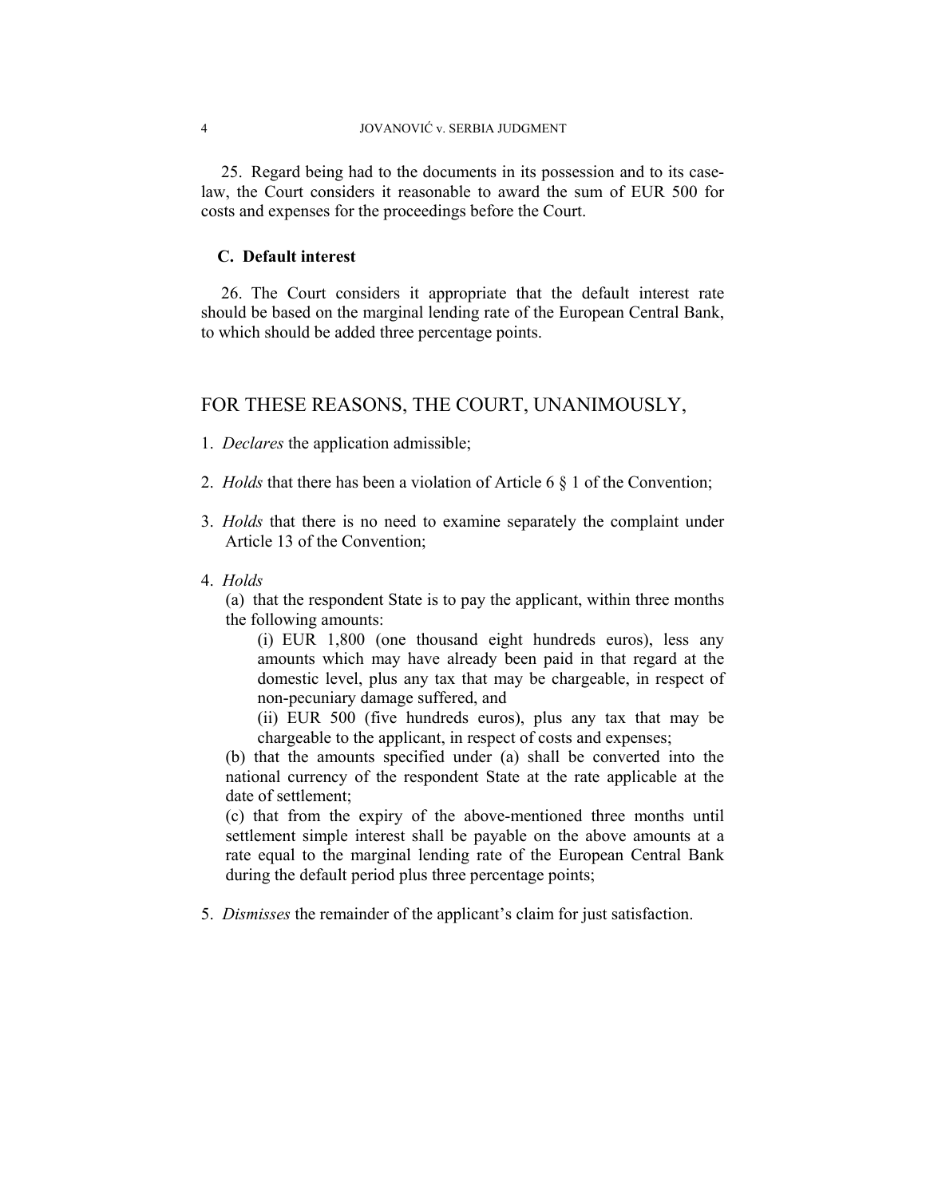25. Regard being had to the documents in its possession and to its case-law, the Court considers it reasonable to award the sum of EUR 500 for costs and expenses for the proceedings before the Court.

### C. Default interest

26. The Court considers it appropriate that the default interest rate should be based on the marginal lending rate of the European Central Bank, to which should be added three percentage points.

## FOR THESE REASONS, THE COURT, UNANIMOUSLY,

1. *Declares* the application admissible;

2. *Holds* that there has been a violation of Article 6 § 1 of the Convention;

3. *Holds* that there is no need to examine separately the complaint under Article 13 of the Convention;

4. *Holds*

   (a) that the respondent State is to pay the applicant, within three months the following amounts:

   (i) EUR 1,800 (one thousand eight hundreds euros), less any amounts which may have already been paid in that regard at the domestic level, plus any tax that may be chargeable, in respect of non-pecuniary damage suffered, and

   (ii) EUR 500 (five hundreds euros), plus any tax that may be chargeable to the applicant, in respect of costs and expenses;

   (b) that the amounts specified under (a) shall be converted into the national currency of the respondent State at the rate applicable at the date of settlement;

   (c) that from the expiry of the above-mentioned three months until settlement simple interest shall be payable on the above amounts at a rate equal to the marginal lending rate of the European Central Bank during the default period plus three percentage points;

5. *Dismisses* the remainder of the applicant's claim for just satisfaction.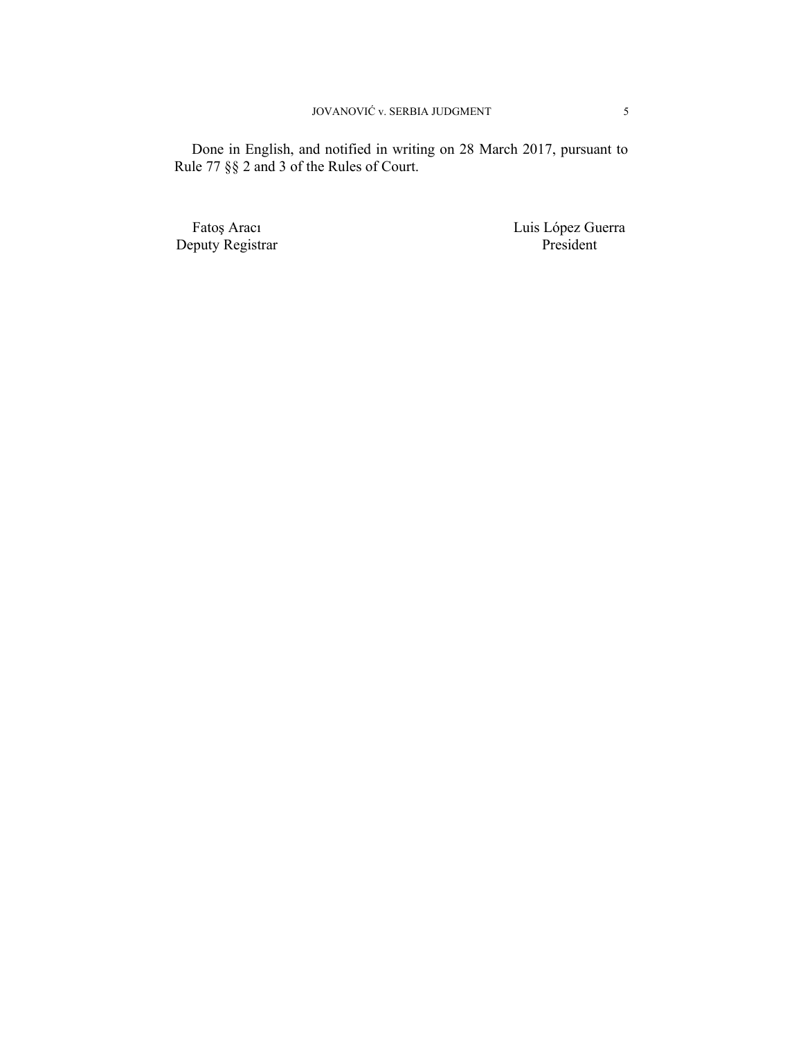Done in English, and notified in writing on 28 March 2017, pursuant to Rule 77 §§ 2 and 3 of the Rules of Court.

| | |
|---|---|
| Fatoş Aracı | Luis López Guerra |
| Deputy Registrar | President |